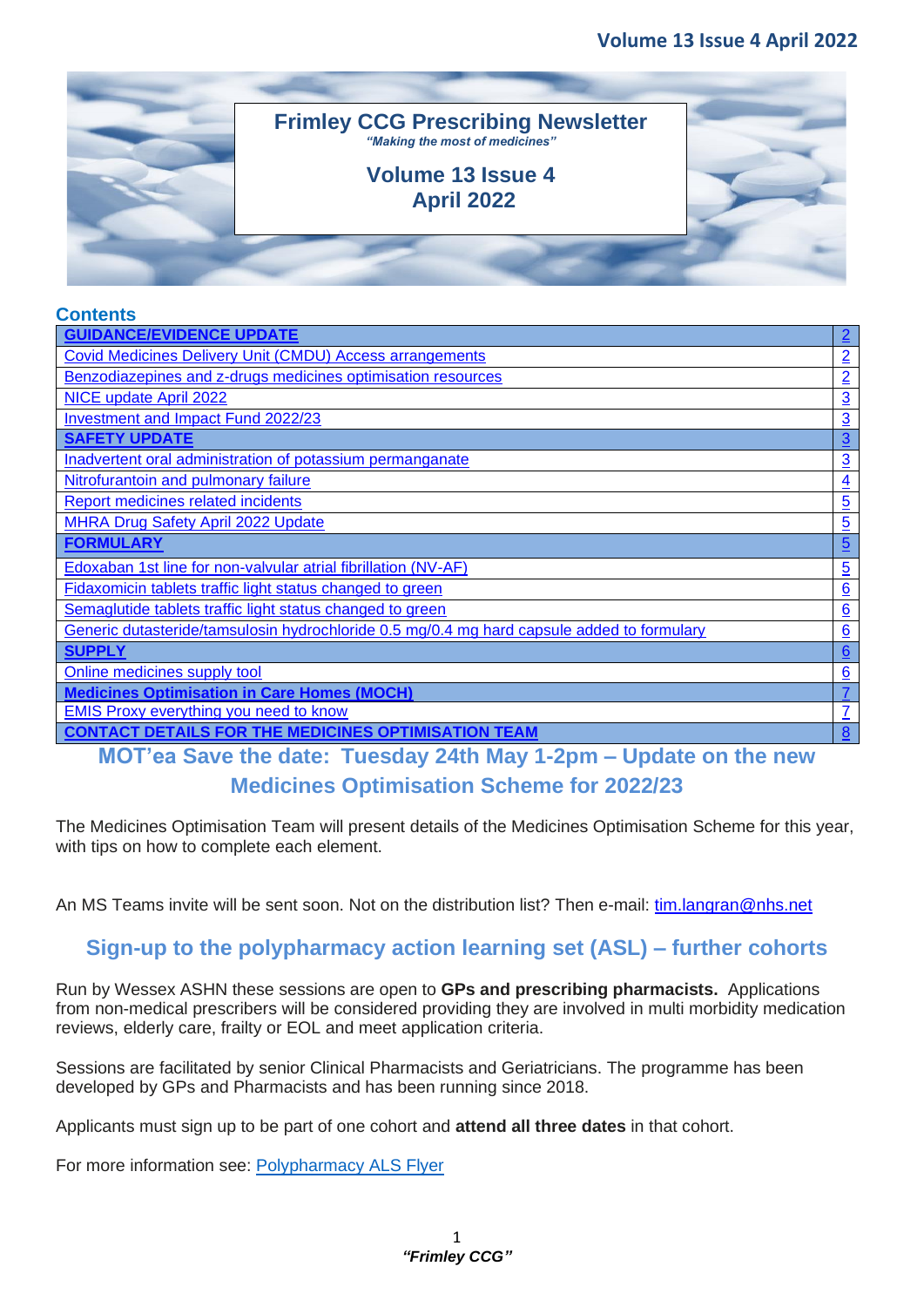# Frimley CCG Prescribing Newsletter

*"Making the most of medicines"*

**Volume 13 Issue 4**
**April 2022**

## Contents

| | |
|---|---|
| **GUIDANCE/EVIDENCE UPDATE** | 2 |
| Covid Medicines Delivery Unit (CMDU) Access arrangements | 2 |
| Benzodiazepines and z-drugs medicines optimisation resources | 2 |
| NICE update April 2022 | 3 |
| Investment and Impact Fund 2022/23 | 3 |
| **SAFETY UPDATE** | 3 |
| Inadvertent oral administration of potassium permanganate | 3 |
| Nitrofurantoin and pulmonary failure | 4 |
| Report medicines related incidents | 5 |
| MHRA Drug Safety April 2022 Update | 5 |
| **FORMULARY** | 5 |
| Edoxaban 1st line for non-valvular atrial fibrillation (NV-AF) | 5 |
| Fidaxomicin tablets traffic light status changed to green | 6 |
| Semaglutide tablets traffic light status changed to green | 6 |
| Generic dutasteride/tamsulosin hydrochloride 0.5 mg/0.4 mg hard capsule added to formulary | 6 |
| **SUPPLY** | 6 |
| Online medicines supply tool | 6 |
| **Medicines Optimisation in Care Homes (MOCH)** | 7 |
| EMIS Proxy everything you need to know | 7 |
| **CONTACT DETAILS FOR THE MEDICINES OPTIMISATION TEAM** | 8 |

## MOT'ea Save the date: Tuesday 24th May 1-2pm – Update on the new Medicines Optimisation Scheme for 2022/23

The Medicines Optimisation Team will present details of the Medicines Optimisation Scheme for this year, with tips on how to complete each element.

An MS Teams invite will be sent soon. Not on the distribution list? Then e-mail: tim.langran@nhs.net

## Sign-up to the polypharmacy action learning set (ASL) – further cohorts

Run by Wessex ASHN these sessions are open to **GPs and prescribing pharmacists.** Applications from non-medical prescribers will be considered providing they are involved in multi morbidity medication reviews, elderly care, frailty or EOL and meet application criteria.

Sessions are facilitated by senior Clinical Pharmacists and Geriatricians. The programme has been developed by GPs and Pharmacists and has been running since 2018.

Applicants must sign up to be part of one cohort and **attend all three dates** in that cohort.

For more information see: Polypharmacy ALS Flyer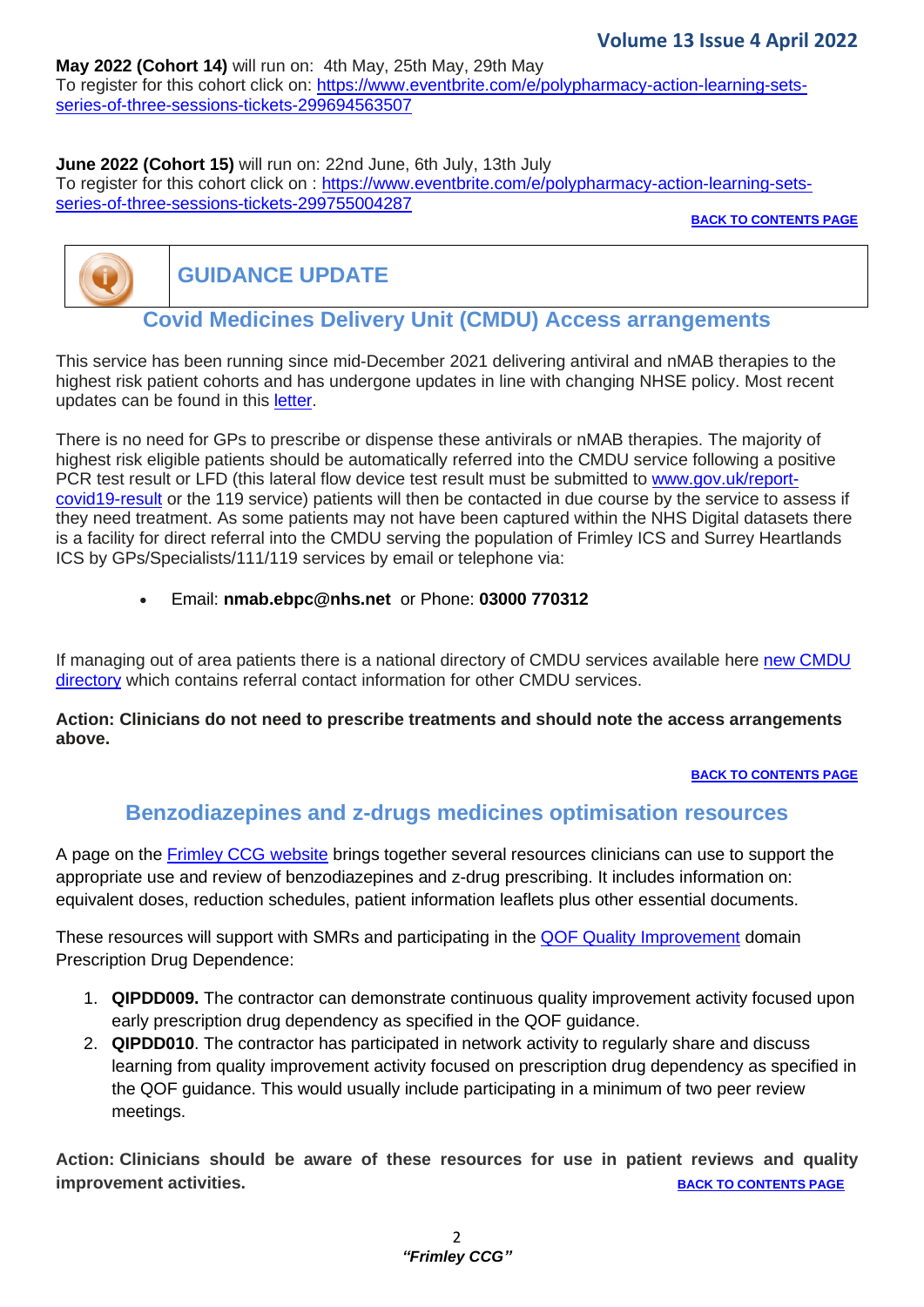**May 2022 (Cohort 14)** will run on: 4th May, 25th May, 29th May
To register for this cohort click on: https://www.eventbrite.com/e/polypharmacy-action-learning-sets-series-of-three-sessions-tickets-299694563507

**June 2022 (Cohort 15)** will run on: 22nd June, 6th July, 13th July
To register for this cohort click on : https://www.eventbrite.com/e/polypharmacy-action-learning-sets-series-of-three-sessions-tickets-299755004287

BACK TO CONTENTS PAGE

## GUIDANCE UPDATE

### Covid Medicines Delivery Unit (CMDU) Access arrangements

This service has been running since mid-December 2021 delivering antiviral and nMAB therapies to the highest risk patient cohorts and has undergone updates in line with changing NHSE policy. Most recent updates can be found in this letter.

There is no need for GPs to prescribe or dispense these antivirals or nMAB therapies. The majority of highest risk eligible patients should be automatically referred into the CMDU service following a positive PCR test result or LFD (this lateral flow device test result must be submitted to www.gov.uk/report-covid19-result or the 119 service) patients will then be contacted in due course by the service to assess if they need treatment. As some patients may not have been captured within the NHS Digital datasets there is a facility for direct referral into the CMDU serving the population of Frimley ICS and Surrey Heartlands ICS by GPs/Specialists/111/119 services by email or telephone via:

- Email: **nmab.ebpc@nhs.net** or Phone: **03000 770312**

If managing out of area patients there is a national directory of CMDU services available here new CMDU directory which contains referral contact information for other CMDU services.

**Action: Clinicians do not need to prescribe treatments and should note the access arrangements above.**

BACK TO CONTENTS PAGE

### Benzodiazepines and z-drugs medicines optimisation resources

A page on the Frimley CCG website brings together several resources clinicians can use to support the appropriate use and review of benzodiazepines and z-drug prescribing. It includes information on: equivalent doses, reduction schedules, patient information leaflets plus other essential documents.

These resources will support with SMRs and participating in the QOF Quality Improvement domain Prescription Drug Dependence:

1. **QIPDD009.** The contractor can demonstrate continuous quality improvement activity focused upon early prescription drug dependency as specified in the QOF guidance.
2. **QIPDD010**. The contractor has participated in network activity to regularly share and discuss learning from quality improvement activity focused on prescription drug dependency as specified in the QOF guidance. This would usually include participating in a minimum of two peer review meetings.

**Action: Clinicians should be aware of these resources for use in patient reviews and quality improvement activities.**

BACK TO CONTENTS PAGE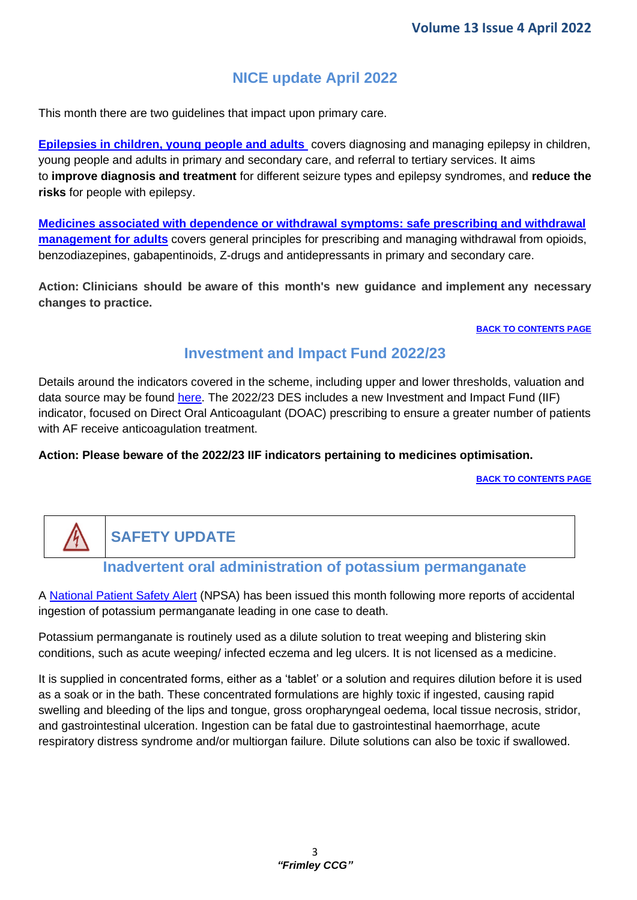## NICE update April 2022

This month there are two guidelines that impact upon primary care.

**Epilepsies in children, young people and adults** covers diagnosing and managing epilepsy in children, young people and adults in primary and secondary care, and referral to tertiary services. It aims to **improve diagnosis and treatment** for different seizure types and epilepsy syndromes, and **reduce the risks** for people with epilepsy.

**Medicines associated with dependence or withdrawal symptoms: safe prescribing and withdrawal management for adults** covers general principles for prescribing and managing withdrawal from opioids, benzodiazepines, gabapentinoids, Z-drugs and antidepressants in primary and secondary care.

**Action: Clinicians should be aware of this month's new guidance and implement any necessary changes to practice.**

BACK TO CONTENTS PAGE

## Investment and Impact Fund 2022/23

Details around the indicators covered in the scheme, including upper and lower thresholds, valuation and data source may be found here. The 2022/23 DES includes a new Investment and Impact Fund (IIF) indicator, focused on Direct Oral Anticoagulant (DOAC) prescribing to ensure a greater number of patients with AF receive anticoagulation treatment.

**Action: Please beware of the 2022/23 IIF indicators pertaining to medicines optimisation.**

BACK TO CONTENTS PAGE

## SAFETY UPDATE

### Inadvertent oral administration of potassium permanganate

A National Patient Safety Alert (NPSA) has been issued this month following more reports of accidental ingestion of potassium permanganate leading in one case to death.

Potassium permanganate is routinely used as a dilute solution to treat weeping and blistering skin conditions, such as acute weeping/ infected eczema and leg ulcers. It is not licensed as a medicine.

It is supplied in concentrated forms, either as a 'tablet' or a solution and requires dilution before it is used as a soak or in the bath. These concentrated formulations are highly toxic if ingested, causing rapid swelling and bleeding of the lips and tongue, gross oropharyngeal oedema, local tissue necrosis, stridor, and gastrointestinal ulceration. Ingestion can be fatal due to gastrointestinal haemorrhage, acute respiratory distress syndrome and/or multiorgan failure. Dilute solutions can also be toxic if swallowed.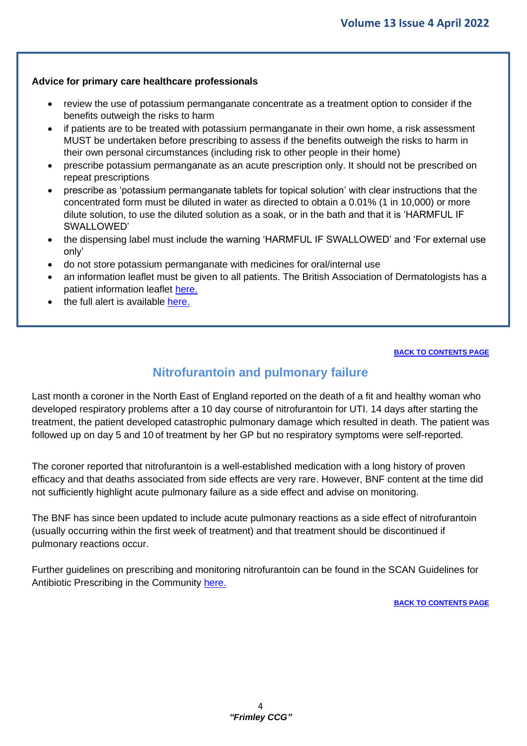**Advice for primary care healthcare professionals**

- review the use of potassium permanganate concentrate as a treatment option to consider if the benefits outweigh the risks to harm
- if patients are to be treated with potassium permanganate in their own home, a risk assessment MUST be undertaken before prescribing to assess if the benefits outweigh the risks to harm in their own personal circumstances (including risk to other people in their home)
- prescribe potassium permanganate as an acute prescription only. It should not be prescribed on repeat prescriptions
- prescribe as 'potassium permanganate tablets for topical solution' with clear instructions that the concentrated form must be diluted in water as directed to obtain a 0.01% (1 in 10,000) or more dilute solution, to use the diluted solution as a soak, or in the bath and that it is 'HARMFUL IF SWALLOWED'
- the dispensing label must include the warning 'HARMFUL IF SWALLOWED' and 'For external use only'
- do not store potassium permanganate with medicines for oral/internal use
- an information leaflet must be given to all patients. The British Association of Dermatologists has a patient information leaflet here.
- the full alert is available here.

BACK TO CONTENTS PAGE

## Nitrofurantoin and pulmonary failure

Last month a coroner in the North East of England reported on the death of a fit and healthy woman who developed respiratory problems after a 10 day course of nitrofurantoin for UTI. 14 days after starting the treatment, the patient developed catastrophic pulmonary damage which resulted in death. The patient was followed up on day 5 and 10 of treatment by her GP but no respiratory symptoms were self-reported.

The coroner reported that nitrofurantoin is a well-established medication with a long history of proven efficacy and that deaths associated from side effects are very rare. However, BNF content at the time did not sufficiently highlight acute pulmonary failure as a side effect and advise on monitoring.

The BNF has since been updated to include acute pulmonary reactions as a side effect of nitrofurantoin (usually occurring within the first week of treatment) and that treatment should be discontinued if pulmonary reactions occur.

Further guidelines on prescribing and monitoring nitrofurantoin can be found in the SCAN Guidelines for Antibiotic Prescribing in the Community here.

BACK TO CONTENTS PAGE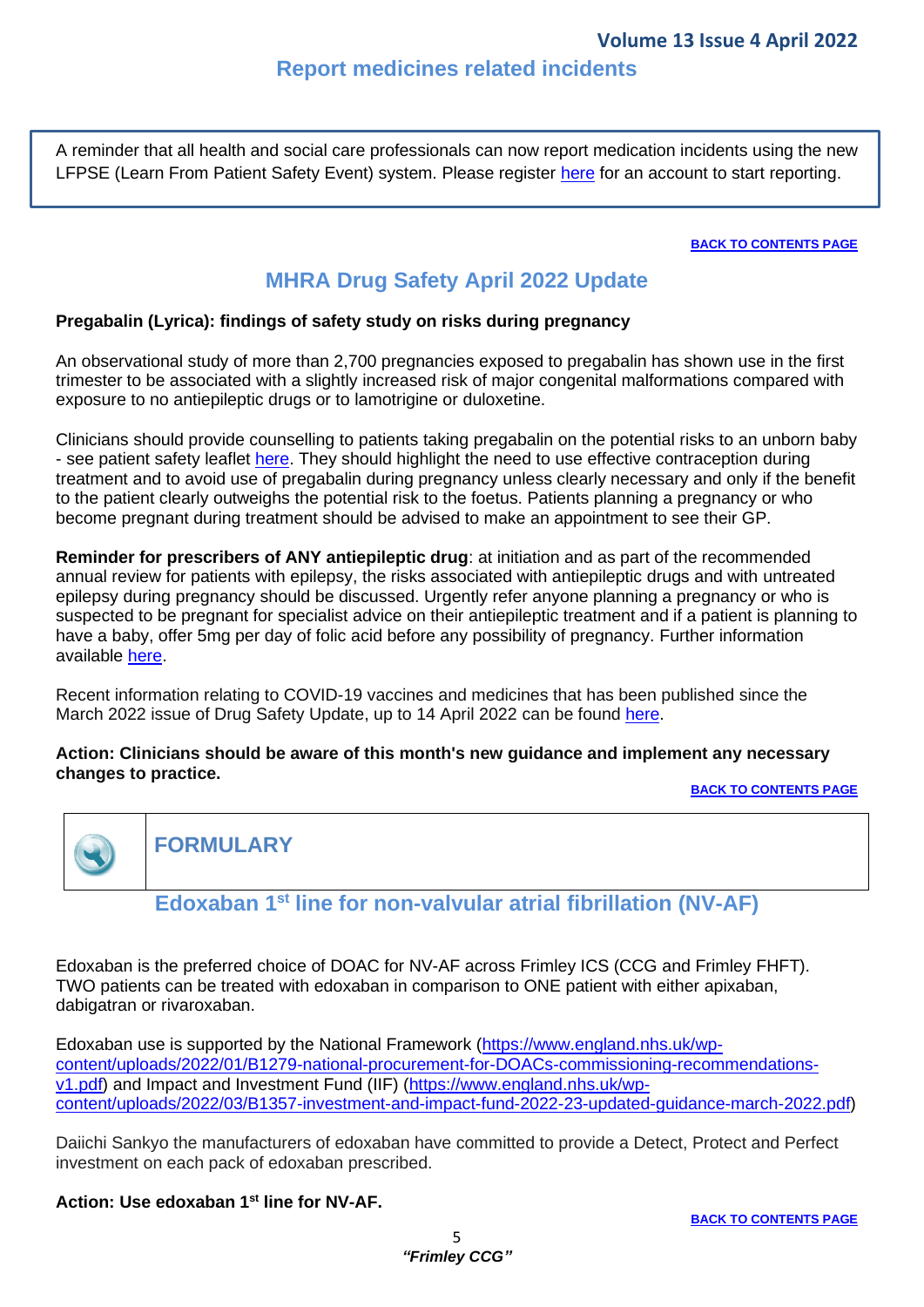## Report medicines related incidents

A reminder that all health and social care professionals can now report medication incidents using the new LFPSE (Learn From Patient Safety Event) system. Please register here for an account to start reporting.

**BACK TO CONTENTS PAGE**

## MHRA Drug Safety April 2022 Update

**Pregabalin (Lyrica): findings of safety study on risks during pregnancy**

An observational study of more than 2,700 pregnancies exposed to pregabalin has shown use in the first trimester to be associated with a slightly increased risk of major congenital malformations compared with exposure to no antiepileptic drugs or to lamotrigine or duloxetine.

Clinicians should provide counselling to patients taking pregabalin on the potential risks to an unborn baby - see patient safety leaflet here. They should highlight the need to use effective contraception during treatment and to avoid use of pregabalin during pregnancy unless clearly necessary and only if the benefit to the patient clearly outweighs the potential risk to the foetus. Patients planning a pregnancy or who become pregnant during treatment should be advised to make an appointment to see their GP.

**Reminder for prescribers of ANY antiepileptic drug**: at initiation and as part of the recommended annual review for patients with epilepsy, the risks associated with antiepileptic drugs and with untreated epilepsy during pregnancy should be discussed. Urgently refer anyone planning a pregnancy or who is suspected to be pregnant for specialist advice on their antiepileptic treatment and if a patient is planning to have a baby, offer 5mg per day of folic acid before any possibility of pregnancy. Further information available here.

Recent information relating to COVID-19 vaccines and medicines that has been published since the March 2022 issue of Drug Safety Update, up to 14 April 2022 can be found here.

**Action: Clinicians should be aware of this month's new guidance and implement any necessary changes to practice.**

**BACK TO CONTENTS PAGE**

## FORMULARY

### Edoxaban 1st line for non-valvular atrial fibrillation (NV-AF)

Edoxaban is the preferred choice of DOAC for NV-AF across Frimley ICS (CCG and Frimley FHFT). TWO patients can be treated with edoxaban in comparison to ONE patient with either apixaban, dabigatran or rivaroxaban.

Edoxaban use is supported by the National Framework (https://www.england.nhs.uk/wp-content/uploads/2022/01/B1279-national-procurement-for-DOACs-commissioning-recommendations-v1.pdf) and Impact and Investment Fund (IIF) (https://www.england.nhs.uk/wp-content/uploads/2022/03/B1357-investment-and-impact-fund-2022-23-updated-guidance-march-2022.pdf)

Daiichi Sankyo the manufacturers of edoxaban have committed to provide a Detect, Protect and Perfect investment on each pack of edoxaban prescribed.

**Action: Use edoxaban 1st line for NV-AF.**

**BACK TO CONTENTS PAGE**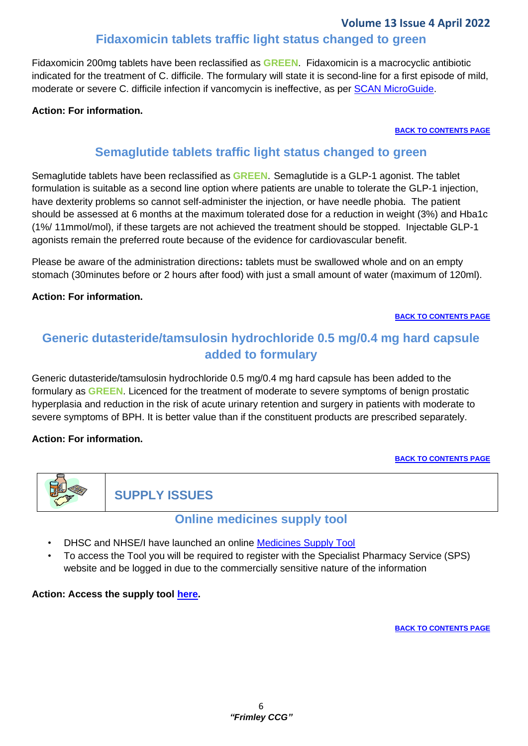## Fidaxomicin tablets traffic light status changed to green

Fidaxomicin 200mg tablets have been reclassified as **GREEN**. Fidaxomicin is a macrocyclic antibiotic indicated for the treatment of C. difficile. The formulary will state it is second-line for a first episode of mild, moderate or severe C. difficile infection if vancomycin is ineffective, as per SCAN MicroGuide.

**Action: For information.**

**BACK TO CONTENTS PAGE**

## Semaglutide tablets traffic light status changed to green

Semaglutide tablets have been reclassified as **GREEN**. Semaglutide is a GLP-1 agonist. The tablet formulation is suitable as a second line option where patients are unable to tolerate the GLP-1 injection, have dexterity problems so cannot self-administer the injection, or have needle phobia. The patient should be assessed at 6 months at the maximum tolerated dose for a reduction in weight (3%) and Hba1c (1%/ 11mmol/mol), if these targets are not achieved the treatment should be stopped. Injectable GLP-1 agonists remain the preferred route because of the evidence for cardiovascular benefit.

Please be aware of the administration directions**:** tablets must be swallowed whole and on an empty stomach (30minutes before or 2 hours after food) with just a small amount of water (maximum of 120ml).

**Action: For information.**

**BACK TO CONTENTS PAGE**

## Generic dutasteride/tamsulosin hydrochloride 0.5 mg/0.4 mg hard capsule added to formulary

Generic dutasteride/tamsulosin hydrochloride 0.5 mg/0.4 mg hard capsule has been added to the formulary as **GREEN**. Licenced for the treatment of moderate to severe symptoms of benign prostatic hyperplasia and reduction in the risk of acute urinary retention and surgery in patients with moderate to severe symptoms of BPH. It is better value than if the constituent products are prescribed separately.

**Action: For information.**

**BACK TO CONTENTS PAGE**

# SUPPLY ISSUES

## Online medicines supply tool

- DHSC and NHSE/I have launched an online Medicines Supply Tool
- To access the Tool you will be required to register with the Specialist Pharmacy Service (SPS) website and be logged in due to the commercially sensitive nature of the information

**Action: Access the supply tool here.**

**BACK TO CONTENTS PAGE**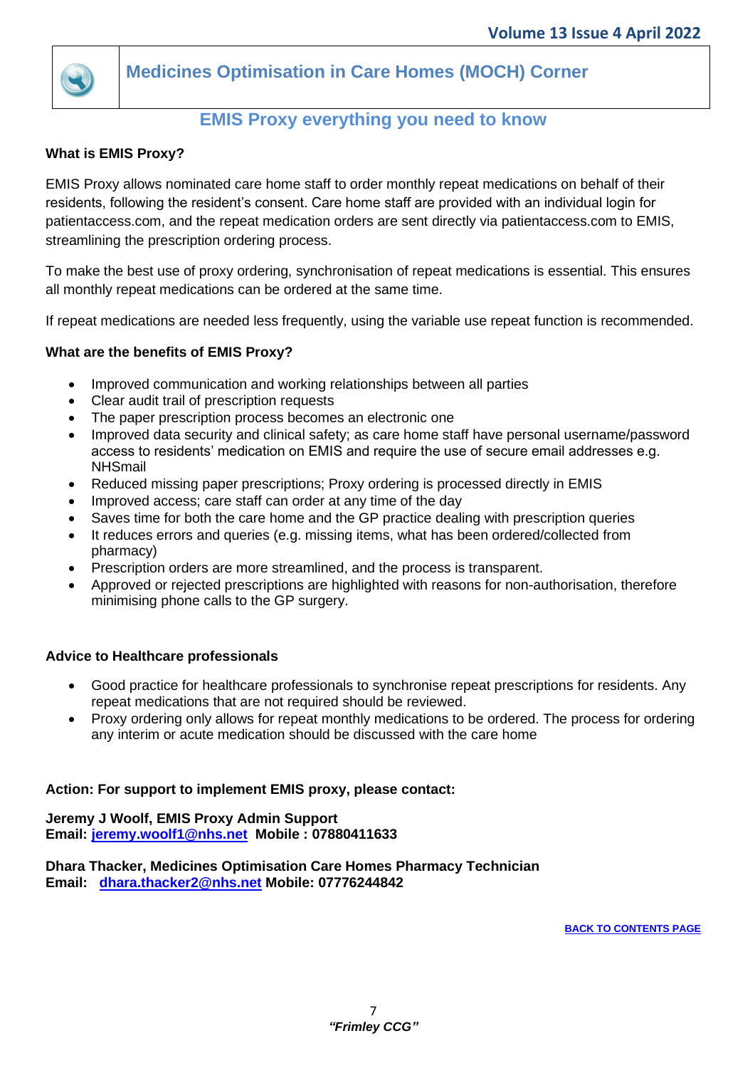# Medicines Optimisation in Care Homes (MOCH) Corner

## EMIS Proxy everything you need to know

**What is EMIS Proxy?**

EMIS Proxy allows nominated care home staff to order monthly repeat medications on behalf of their residents, following the resident's consent. Care home staff are provided with an individual login for patientaccess.com, and the repeat medication orders are sent directly via patientaccess.com to EMIS, streamlining the prescription ordering process.

To make the best use of proxy ordering, synchronisation of repeat medications is essential. This ensures all monthly repeat medications can be ordered at the same time.

If repeat medications are needed less frequently, using the variable use repeat function is recommended.

**What are the benefits of EMIS Proxy?**

- Improved communication and working relationships between all parties
- Clear audit trail of prescription requests
- The paper prescription process becomes an electronic one
- Improved data security and clinical safety; as care home staff have personal username/password access to residents' medication on EMIS and require the use of secure email addresses e.g. NHSmail
- Reduced missing paper prescriptions; Proxy ordering is processed directly in EMIS
- Improved access; care staff can order at any time of the day
- Saves time for both the care home and the GP practice dealing with prescription queries
- It reduces errors and queries (e.g. missing items, what has been ordered/collected from pharmacy)
- Prescription orders are more streamlined, and the process is transparent.
- Approved or rejected prescriptions are highlighted with reasons for non-authorisation, therefore minimising phone calls to the GP surgery.

**Advice to Healthcare professionals**

- Good practice for healthcare professionals to synchronise repeat prescriptions for residents. Any repeat medications that are not required should be reviewed.
- Proxy ordering only allows for repeat monthly medications to be ordered. The process for ordering any interim or acute medication should be discussed with the care home

**Action: For support to implement EMIS proxy, please contact:**

**Jeremy J Woolf, EMIS Proxy Admin Support**
**Email: jeremy.woolf1@nhs.net Mobile : 07880411633**

**Dhara Thacker, Medicines Optimisation Care Homes Pharmacy Technician**
**Email: dhara.thacker2@nhs.net Mobile: 07776244842**

**BACK TO CONTENTS PAGE**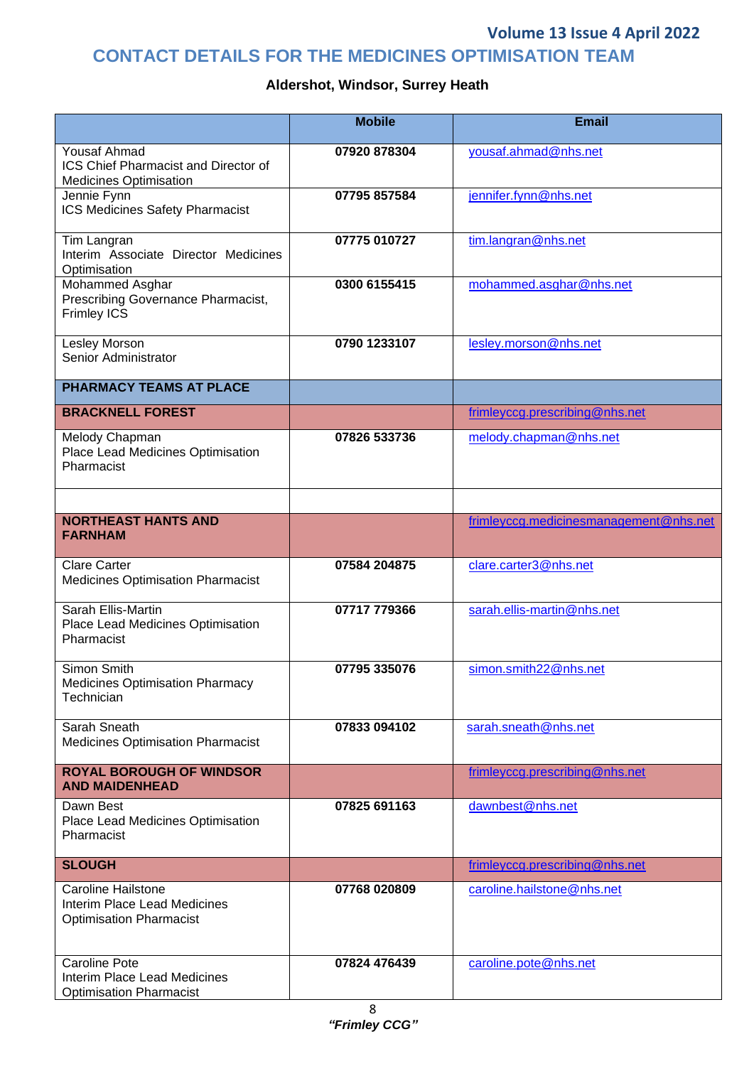# CONTACT DETAILS FOR THE MEDICINES OPTIMISATION TEAM

**Aldershot, Windsor, Surrey Heath**

| | Mobile | Email |
|---|---|---|
| Yousaf Ahmad<br>ICS Chief Pharmacist and Director of Medicines Optimisation | **07920 878304** | yousaf.ahmad@nhs.net |
| Jennie Fynn<br>ICS Medicines Safety Pharmacist | **07795 857584** | jennifer.fynn@nhs.net |
| Tim Langran<br>Interim Associate Director Medicines Optimisation | **07775 010727** | tim.langran@nhs.net |
| Mohammed Asghar<br>Prescribing Governance Pharmacist, Frimley ICS | **0300 6155415** | mohammed.asghar@nhs.net |
| Lesley Morson<br>Senior Administrator | **0790 1233107** | lesley.morson@nhs.net |
| **PHARMACY TEAMS AT PLACE** | | |
| **BRACKNELL FOREST** | | frimleyccg.prescribing@nhs.net |
| Melody Chapman<br>Place Lead Medicines Optimisation Pharmacist | **07826 533736** | melody.chapman@nhs.net |
| | | |
| **NORTHEAST HANTS AND FARNHAM** | | frimleyccg.medicinesmanagement@nhs.net |
| Clare Carter<br>Medicines Optimisation Pharmacist | **07584 204875** | clare.carter3@nhs.net |
| Sarah Ellis-Martin<br>Place Lead Medicines Optimisation Pharmacist | **07717 779366** | sarah.ellis-martin@nhs.net |
| Simon Smith<br>Medicines Optimisation Pharmacy Technician | **07795 335076** | simon.smith22@nhs.net |
| Sarah Sneath<br>Medicines Optimisation Pharmacist | **07833 094102** | sarah.sneath@nhs.net |
| **ROYAL BOROUGH OF WINDSOR AND MAIDENHEAD** | | frimleyccg.prescribing@nhs.net |
| Dawn Best<br>Place Lead Medicines Optimisation Pharmacist | **07825 691163** | dawnbest@nhs.net |
| **SLOUGH** | | frimleyccg.prescribing@nhs.net |
| Caroline Hailstone<br>Interim Place Lead Medicines Optimisation Pharmacist | **07768 020809** | caroline.hailstone@nhs.net |
| Caroline Pote<br>Interim Place Lead Medicines Optimisation Pharmacist | **07824 476439** | caroline.pote@nhs.net |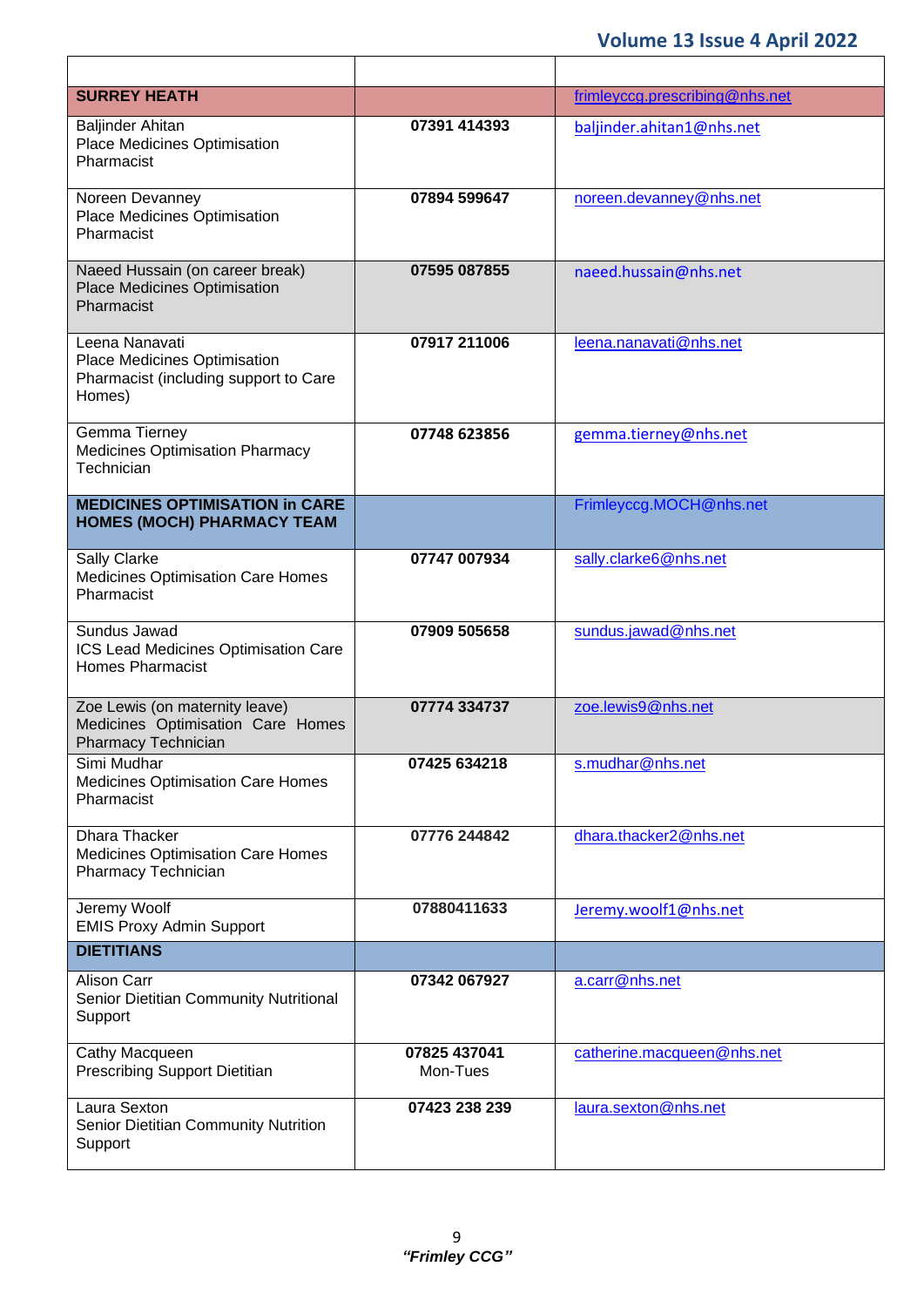| | | |
|---|---|---|
| **SURREY HEATH** | | frimleyccg.prescribing@nhs.net |
| Baljinder Ahitan<br>Place Medicines Optimisation Pharmacist | **07391 414393** | baljinder.ahitan1@nhs.net |
| Noreen Devanney<br>Place Medicines Optimisation Pharmacist | **07894 599647** | noreen.devanney@nhs.net |
| Naeed Hussain (on career break)<br>Place Medicines Optimisation Pharmacist | **07595 087855** | naeed.hussain@nhs.net |
| Leena Nanavati<br>Place Medicines Optimisation Pharmacist (including support to Care Homes) | **07917 211006** | leena.nanavati@nhs.net |
| Gemma Tierney<br>Medicines Optimisation Pharmacy Technician | **07748 623856** | gemma.tierney@nhs.net |
| **MEDICINES OPTIMISATION in CARE HOMES (MOCH) PHARMACY TEAM** | | Frimleyccg.MOCH@nhs.net |
| Sally Clarke<br>Medicines Optimisation Care Homes Pharmacist | **07747 007934** | sally.clarke6@nhs.net |
| Sundus Jawad<br>ICS Lead Medicines Optimisation Care Homes Pharmacist | **07909 505658** | sundus.jawad@nhs.net |
| Zoe Lewis (on maternity leave)<br>Medicines Optimisation Care Homes Pharmacy Technician | **07774 334737** | zoe.lewis9@nhs.net |
| Simi Mudhar<br>Medicines Optimisation Care Homes Pharmacist | **07425 634218** | s.mudhar@nhs.net |
| Dhara Thacker<br>Medicines Optimisation Care Homes Pharmacy Technician | **07776 244842** | dhara.thacker2@nhs.net |
| Jeremy Woolf<br>EMIS Proxy Admin Support | **07880411633** | Jeremy.woolf1@nhs.net |
| **DIETITIANS** | | |
| Alison Carr<br>Senior Dietitian Community Nutritional Support | **07342 067927** | a.carr@nhs.net |
| Cathy Macqueen<br>Prescribing Support Dietitian | **07825 437041**<br>Mon-Tues | catherine.macqueen@nhs.net |
| Laura Sexton<br>Senior Dietitian Community Nutrition Support | **07423 238 239** | laura.sexton@nhs.net |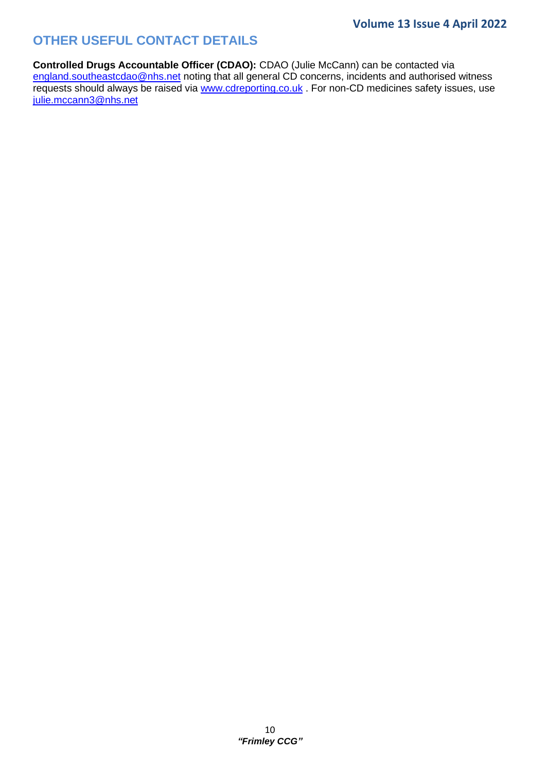## OTHER USEFUL CONTACT DETAILS

**Controlled Drugs Accountable Officer (CDAO):** CDAO (Julie McCann) can be contacted via england.southeastcdao@nhs.net noting that all general CD concerns, incidents and authorised witness requests should always be raised via www.cdreporting.co.uk . For non-CD medicines safety issues, use julie.mccann3@nhs.net